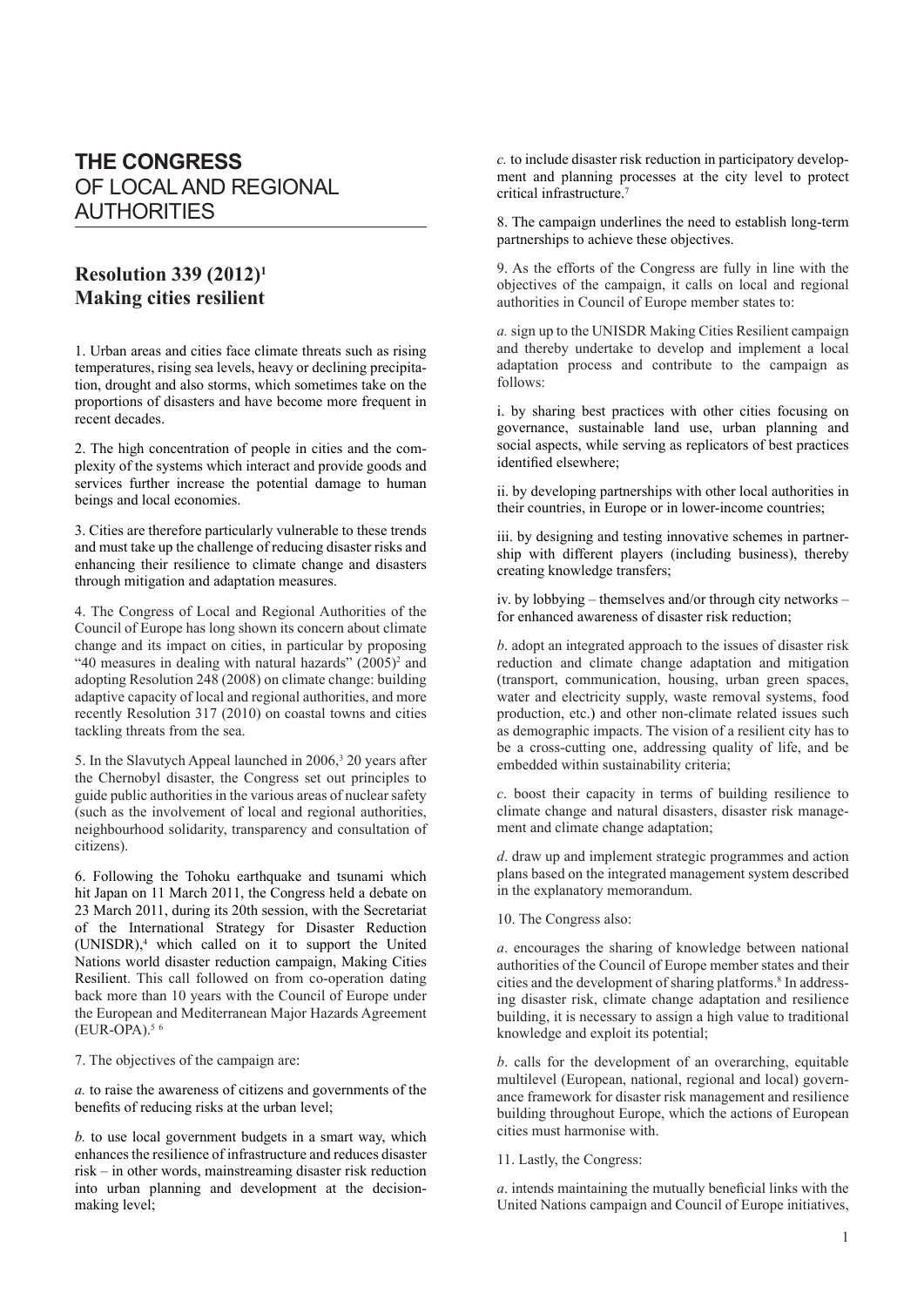# THE CONGRESS OF LOCAL AND REGIONAL AUTHORITIES

## Resolution 339 (2012)[1] Making cities resilient

1. Urban areas and cities face climate threats such as rising temperatures, rising sea levels, heavy or declining precipitation, drought and also storms, which sometimes take on the proportions of disasters and have become more frequent in recent decades.

2. The high concentration of people in cities and the complexity of the systems which interact and provide goods and services further increase the potential damage to human beings and local economies.

3. Cities are therefore particularly vulnerable to these trends and must take up the challenge of reducing disaster risks and enhancing their resilience to climate change and disasters through mitigation and adaptation measures.

4. The Congress of Local and Regional Authorities of the Council of Europe has long shown its concern about climate change and its impact on cities, in particular by proposing "40 measures in dealing with natural hazards" (2005)[2] and adopting Resolution 248 (2008) on climate change: building adaptive capacity of local and regional authorities, and more recently Resolution 317 (2010) on coastal towns and cities tackling threats from the sea.

5. In the Slavutych Appeal launched in 2006,[3] 20 years after the Chernobyl disaster, the Congress set out principles to guide public authorities in the various areas of nuclear safety (such as the involvement of local and regional authorities, neighbourhood solidarity, transparency and consultation of citizens).

6. Following the Tohoku earthquake and tsunami which hit Japan on 11 March 2011, the Congress held a debate on 23 March 2011, during its 20th session, with the Secretariat of the International Strategy for Disaster Reduction (UNISDR),[4] which called on it to support the United Nations world disaster reduction campaign, Making Cities Resilient. This call followed on from co-operation dating back more than 10 years with the Council of Europe under the European and Mediterranean Major Hazards Agreement (EUR-OPA).[5] [6]

7. The objectives of the campaign are:

*a.* to raise the awareness of citizens and governments of the benefits of reducing risks at the urban level;

*b.* to use local government budgets in a smart way, which enhances the resilience of infrastructure and reduces disaster risk – in other words, mainstreaming disaster risk reduction into urban planning and development at the decision-making level;

*c.* to include disaster risk reduction in participatory development and planning processes at the city level to protect critical infrastructure.[7]

8. The campaign underlines the need to establish long-term partnerships to achieve these objectives.

9. As the efforts of the Congress are fully in line with the objectives of the campaign, it calls on local and regional authorities in Council of Europe member states to:

*a.* sign up to the UNISDR Making Cities Resilient campaign and thereby undertake to develop and implement a local adaptation process and contribute to the campaign as follows:

i. by sharing best practices with other cities focusing on governance, sustainable land use, urban planning and social aspects, while serving as replicators of best practices identified elsewhere;

ii. by developing partnerships with other local authorities in their countries, in Europe or in lower-income countries;

iii. by designing and testing innovative schemes in partnership with different players (including business), thereby creating knowledge transfers;

iv. by lobbying – themselves and/or through city networks – for enhanced awareness of disaster risk reduction;

*b*. adopt an integrated approach to the issues of disaster risk reduction and climate change adaptation and mitigation (transport, communication, housing, urban green spaces, water and electricity supply, waste removal systems, food production, etc.) and other non-climate related issues such as demographic impacts. The vision of a resilient city has to be a cross-cutting one, addressing quality of life, and be embedded within sustainability criteria;

*c*. boost their capacity in terms of building resilience to climate change and natural disasters, disaster risk management and climate change adaptation;

*d*. draw up and implement strategic programmes and action plans based on the integrated management system described in the explanatory memorandum.

10. The Congress also:

*a*. encourages the sharing of knowledge between national authorities of the Council of Europe member states and their cities and the development of sharing platforms.[8] In addressing disaster risk, climate change adaptation and resilience building, it is necessary to assign a high value to traditional knowledge and exploit its potential;

*b*. calls for the development of an overarching, equitable multilevel (European, national, regional and local) governance framework for disaster risk management and resilience building throughout Europe, which the actions of European cities must harmonise with.

11. Lastly, the Congress:

*a*. intends maintaining the mutually beneficial links with the United Nations campaign and Council of Europe initiatives,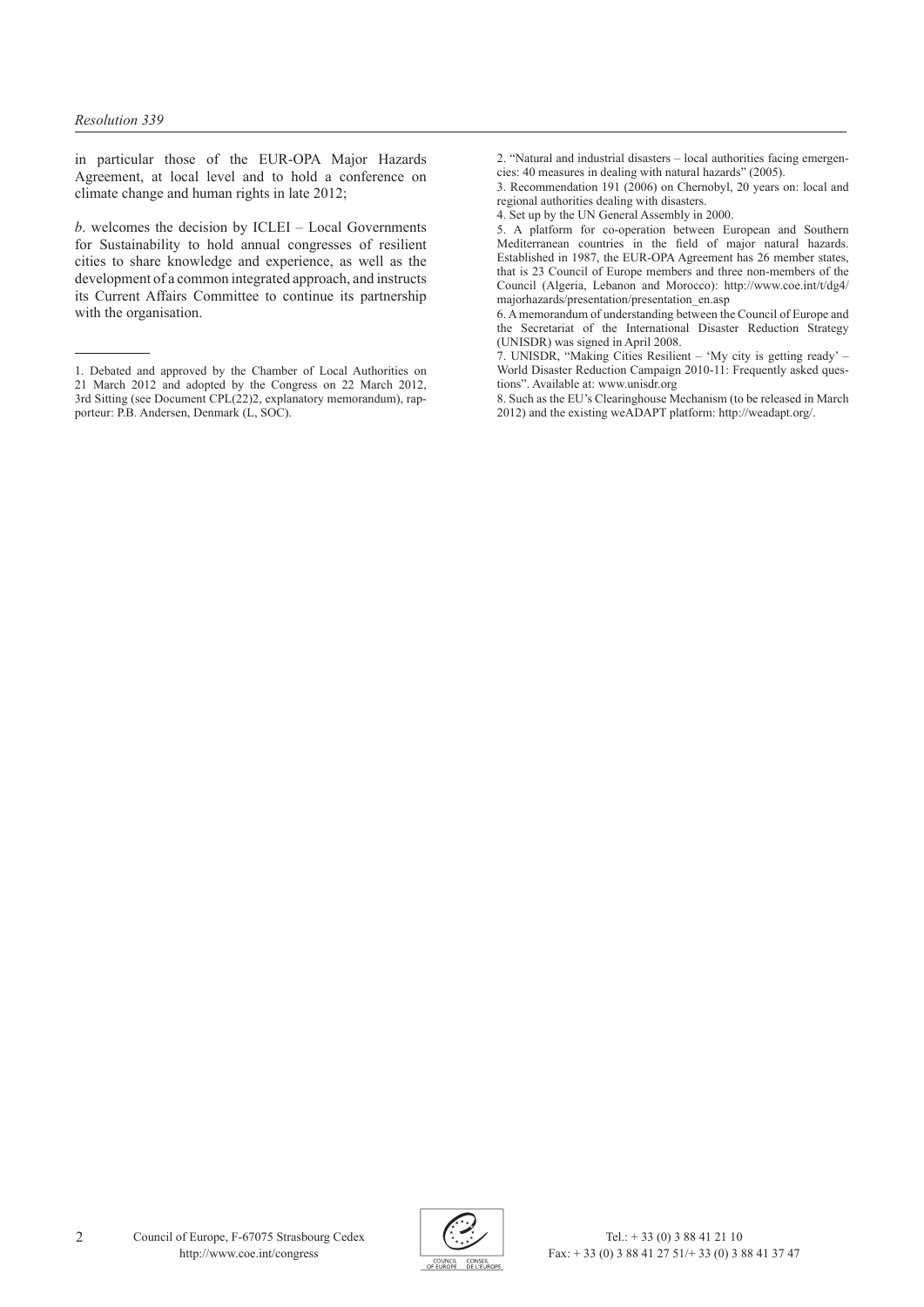in particular those of the EUR-OPA Major Hazards Agreement, at local level and to hold a conference on climate change and human rights in late 2012;

*b*. welcomes the decision by ICLEI – Local Governments for Sustainability to hold annual congresses of resilient cities to share knowledge and experience, as well as the development of a common integrated approach, and instructs its Current Affairs Committee to continue its partnership with the organisation.

---

1. Debated and approved by the Chamber of Local Authorities on 21 March 2012 and adopted by the Congress on 22 March 2012, 3rd Sitting (see Document CPL(22)2, explanatory memorandum), rapporteur: P.B. Andersen, Denmark (L, SOC).

2. "Natural and industrial disasters – local authorities facing emergencies: 40 measures in dealing with natural hazards" (2005).

3. Recommendation 191 (2006) on Chernobyl, 20 years on: local and regional authorities dealing with disasters.

4. Set up by the UN General Assembly in 2000.

5. A platform for co-operation between European and Southern Mediterranean countries in the field of major natural hazards. Established in 1987, the EUR-OPA Agreement has 26 member states, that is 23 Council of Europe members and three non-members of the Council (Algeria, Lebanon and Morocco): http://www.coe.int/t/dg4/majorhazards/presentation/presentation_en.asp

6. A memorandum of understanding between the Council of Europe and the Secretariat of the International Disaster Reduction Strategy (UNISDR) was signed in April 2008.

7. UNISDR, "Making Cities Resilient – 'My city is getting ready' – World Disaster Reduction Campaign 2010-11: Frequently asked questions". Available at: www.unisdr.org

8. Such as the EU's Clearinghouse Mechanism (to be released in March 2012) and the existing weADAPT platform: http://weadapt.org/.